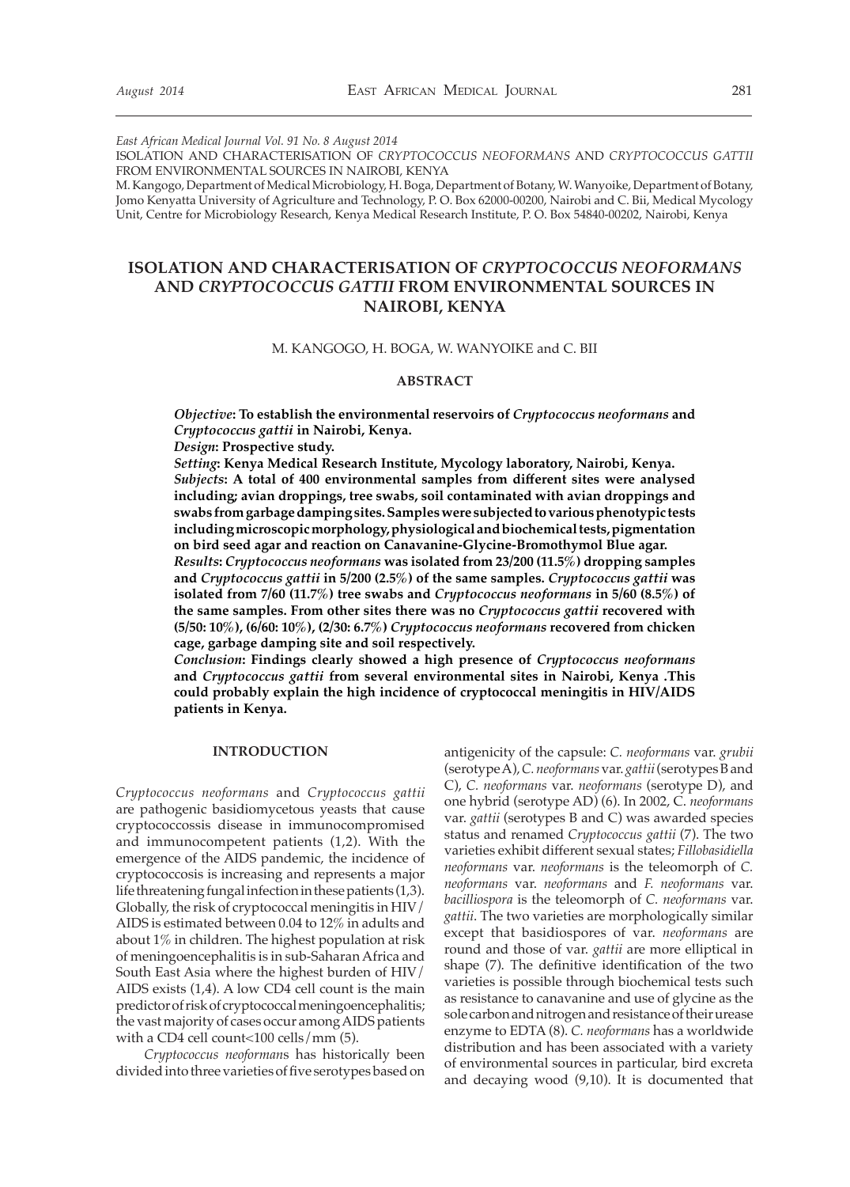East African Medical Journal Vol. 91 No. 8 August 2014

ISOLATION AND CHARACTERISATION OF *CRYPTOCOCCUS NEOFORMANS* AND *CRYPTOCOCCUS GATTII* FROM ENVIRONMENTAL SOURCES IN NAIROBI, KENYA

M. Kangogo, Department of Medical Microbiology, H. Boga, Department of Botany, W. Wanyoike, Department of Botany, Jomo Kenyatta University of Agriculture and Technology, P. O. Box 62000-00200, Nairobi and C. Bii, Medical Mycology Unit, Centre for Microbiology Research, Kenya Medical Research Institute, P. O. Box 54840-00202, Nairobi, Kenya

# ISOLATION AND CHARACTERISATION OF *CRYPTOCOCCUS NEOFORMANS* AND *CRYPTOCOCCUS GATTII* FROM ENVIRONMENTAL SOURCES IN NAIROBI, KENYA

M. KANGOGO, H. BOGA, W. WANYOIKE and C. BII

## ABSTRACT

***Objective*: To establish the environmental reservoirs of *Cryptococcus neoformans* and *Cryptococcus gattii* in Nairobi, Kenya.**

***Design*: Prospective study.**

***Setting*: Kenya Medical Research Institute, Mycology laboratory, Nairobi, Kenya.**

***Subjects*: A total of 400 environmental samples from different sites were analysed including; avian droppings, tree swabs, soil contaminated with avian droppings and swabs from garbage damping sites. Samples were subjected to various phenotypic tests including microscopic morphology, physiological and biochemical tests, pigmentation on bird seed agar and reaction on Canavanine-Glycine-Bromothymol Blue agar.**

***Results*: *Cryptococcus neoformans* was isolated from 23/200 (11.5%) dropping samples and *Cryptococcus gattii* in 5/200 (2.5%) of the same samples. *Cryptococcus gattii* was isolated from 7/60 (11.7%) tree swabs and *Cryptococcus neoformans* in 5/60 (8.5%) of the same samples. From other sites there was no *Cryptococcus gattii* recovered with (5/50: 10%), (6/60: 10%), (2/30: 6.7%) *Cryptococcus neoformans* recovered from chicken cage, garbage damping site and soil respectively.**

***Conclusion*: Findings clearly showed a high presence of *Cryptococcus neoformans* and *Cryptococcus gattii* from several environmental sites in Nairobi, Kenya .This could probably explain the high incidence of cryptococcal meningitis in HIV/AIDS patients in Kenya.**

## INTRODUCTION

*Cryptococcus neoformans* and *Cryptococcus gattii* are pathogenic basidiomycetous yeasts that cause cryptococcossis disease in immunocompromised and immunocompetent patients (1,2). With the emergence of the AIDS pandemic, the incidence of cryptococcosis is increasing and represents a major life threatening fungal infection in these patients (1,3). Globally, the risk of cryptococcal meningitis in HIV/AIDS is estimated between 0.04 to 12% in adults and about 1% in children. The highest population at risk of meningoencephalitis is in sub-Saharan Africa and South East Asia where the highest burden of HIV/AIDS exists (1,4). A low CD4 cell count is the main predictor of risk of cryptococcal meningoencephalitis; the vast majority of cases occur among AIDS patients with a CD4 cell count<100 cells/mm (5).

*Cryptococcus neoformans* has historically been divided into three varieties of five serotypes based on antigenicity of the capsule: *C. neoformans* var. *grubii* (serotype A), *C. neoformans* var. *gattii* (serotypes B and C), *C. neoformans* var. *neoformans* (serotype D), and one hybrid (serotype AD) (6). In 2002, C. *neoformans* var. *gattii* (serotypes B and C) was awarded species status and renamed *Cryptococcus gattii* (7). The two varieties exhibit different sexual states; *Fillobasidiella neoformans* var. *neoformans* is the teleomorph of *C. neoformans* var. *neoformans* and *F. neoformans* var. *bacilliospora* is the teleomorph of *C. neoformans* var. *gattii*. The two varieties are morphologically similar except that basidiospores of var. *neoformans* are round and those of var. *gattii* are more elliptical in shape (7). The definitive identification of the two varieties is possible through biochemical tests such as resistance to canavanine and use of glycine as the sole carbon and nitrogen and resistance of their urease enzyme to EDTA (8). *C. neoformans* has a worldwide distribution and has been associated with a variety of environmental sources in particular, bird excreta and decaying wood (9,10). It is documented that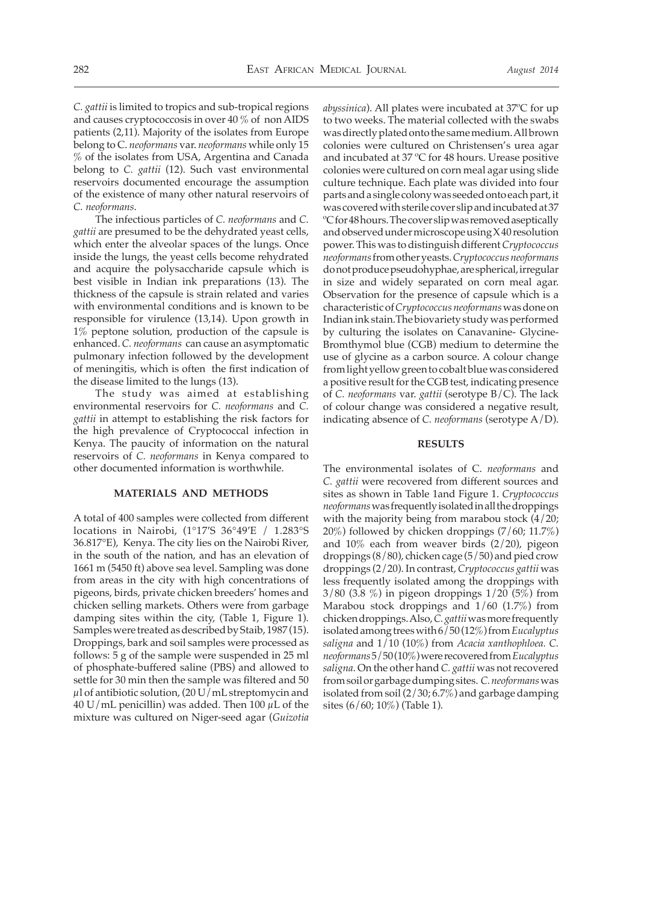*C. gattii* is limited to tropics and sub-tropical regions and causes cryptococcosis in over 40 % of non AIDS patients (2,11). Majority of the isolates from Europe belong to C. *neoformans* var. *neoformans* while only 15 % of the isolates from USA, Argentina and Canada belong to *C. gattii* (12). Such vast environmental reservoirs documented encourage the assumption of the existence of many other natural reservoirs of *C. neoformans*.

The infectious particles of *C. neoformans* and *C. gattii* are presumed to be the dehydrated yeast cells, which enter the alveolar spaces of the lungs. Once inside the lungs, the yeast cells become rehydrated and acquire the polysaccharide capsule which is best visible in Indian ink preparations (13). The thickness of the capsule is strain related and varies with environmental conditions and is known to be responsible for virulence (13,14). Upon growth in 1% peptone solution, production of the capsule is enhanced. *C. neoformans* can cause an asymptomatic pulmonary infection followed by the development of meningitis, which is often the first indication of the disease limited to the lungs (13).

The study was aimed at establishing environmental reservoirs for *C. neoformans* and *C. gattii* in attempt to establishing the risk factors for the high prevalence of Cryptococcal infection in Kenya. The paucity of information on the natural reservoirs of *C. neoformans* in Kenya compared to other documented information is worthwhile.

## MATERIALS AND METHODS

A total of 400 samples were collected from different locations in Nairobi, (1°17′S 36°49′E / 1.283°S 36.817°E), Kenya. The city lies on the Nairobi River, in the south of the nation, and has an elevation of 1661 m (5450 ft) above sea level. Sampling was done from areas in the city with high concentrations of pigeons, birds, private chicken breeders' homes and chicken selling markets. Others were from garbage damping sites within the city, (Table 1, Figure 1). Samples were treated as described by Staib, 1987 (15). Droppings, bark and soil samples were processed as follows: 5 g of the sample were suspended in 25 ml of phosphate-buffered saline (PBS) and allowed to settle for 30 min then the sample was filtered and 50 $\mu$l of antibiotic solution, (20 U/mL streptomycin and 40 U/mL penicillin) was added. Then 100 $\mu$L of the mixture was cultured on Niger-seed agar (*Guizotia abyssinica*). All plates were incubated at 37ºC for up to two weeks. The material collected with the swabs was directly plated onto the same medium. All brown colonies were cultured on Christensen's urea agar and incubated at 37 ºC for 48 hours. Urease positive colonies were cultured on corn meal agar using slide culture technique. Each plate was divided into four parts and a single colony was seeded onto each part, it was covered with sterile cover slip and incubated at 37 ºC for 48 hours. The cover slip was removed aseptically and observed under microscope using X40 resolution power. This was to distinguish different *Cryptococcus neoformans* from other yeasts. *Cryptococcus neoformans* do not produce pseudohyphae, are spherical, irregular in size and widely separated on corn meal agar. Observation for the presence of capsule which is a characteristic of *Cryptococcus neoformans* was done on Indian ink stain. The biovariety study was performed by culturing the isolates on Canavanine- Glycine-Bromthymol blue (CGB) medium to determine the use of glycine as a carbon source. A colour change from light yellow green to cobalt blue was considered a positive result for the CGB test, indicating presence of *C. neoformans* var. *gattii* (serotype B/C). The lack of colour change was considered a negative result, indicating absence of *C. neoformans* (serotype A/D).

## RESULTS

The environmental isolates of C. *neoformans* and *C. gattii* were recovered from different sources and sites as shown in Table 1and Figure 1. *Cryptococcus neoformans* was frequently isolated in all the droppings with the majority being from marabou stock (4/20; 20%) followed by chicken droppings (7/60; 11.7%) and 10% each from weaver birds (2/20), pigeon droppings (8/80), chicken cage (5/50) and pied crow droppings (2/20). In contrast, *Cryptococcus gattii* was less frequently isolated among the droppings with 3/80 (3.8 %) in pigeon droppings 1/20 (5%) from Marabou stock droppings and 1/60 (1.7%) from chicken droppings. Also, *C. gattii* was more frequently isolated among trees with 6/50 (12%) from *Eucalyptus saligna* and 1/10 (10%) from *Acacia xanthophloea*. *C. neoformans* 5/50 (10%) were recovered from *Eucalyptus saligna*. On the other hand *C. gattii* was not recovered from soil or garbage dumping sites. *C. neoformans* was isolated from soil (2/30; 6.7%) and garbage damping sites (6/60; 10%) (Table 1).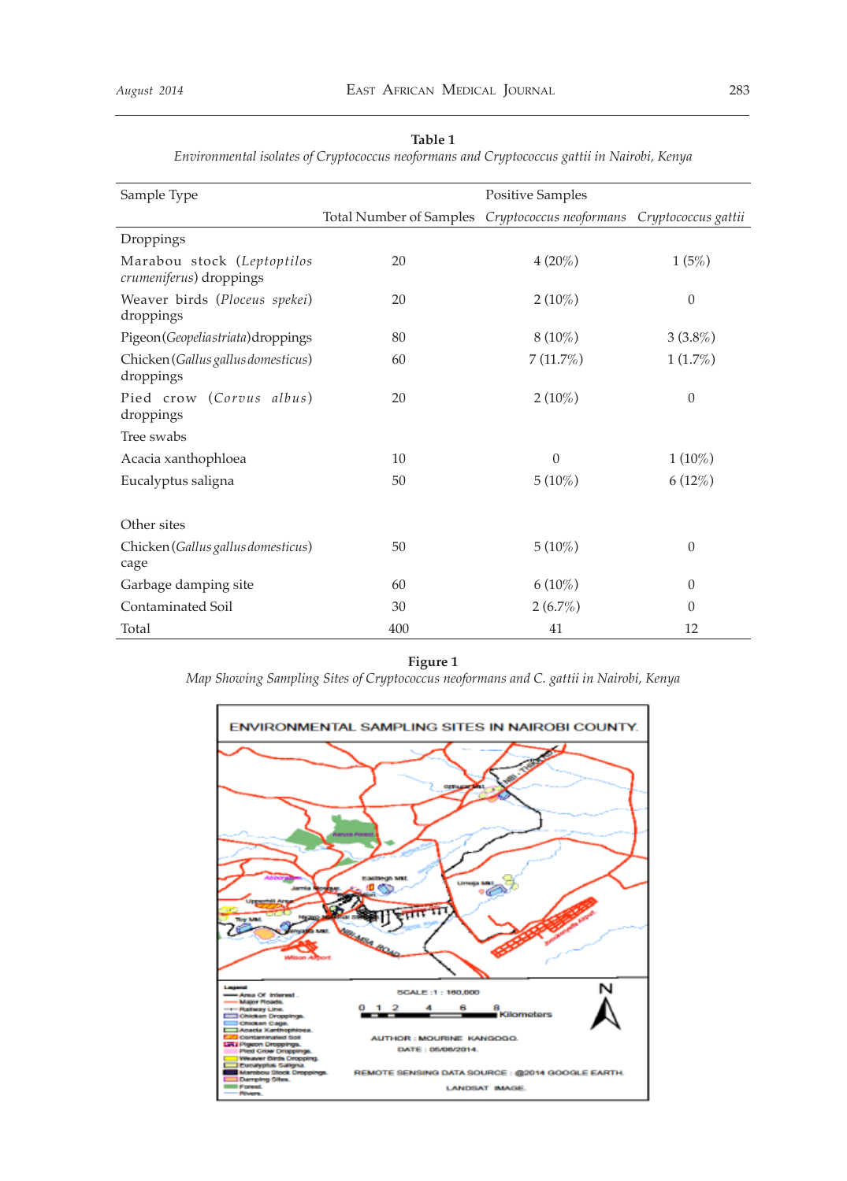**Table 1**

*Environmental isolates of Cryptococcus neoformans and Cryptococcus gattii in Nairobi, Kenya*

| Sample Type | | Positive Samples | |
|---|---|---|---|
| | Total Number of Samples | *Cryptococcus neoformans* | *Cryptococcus gattii* |
| Droppings | | | |
| Marabou stock (*Leptoptilos crumeniferus*) droppings | 20 | 4 (20%) | 1 (5%) |
| Weaver birds (*Ploceus spekei*) droppings | 20 | 2 (10%) | 0 |
| Pigeon (*Geopeliastriata*) droppings | 80 | 8 (10%) | 3 (3.8%) |
| Chicken (*Gallus gallus domesticus*) droppings | 60 | 7 (11.7%) | 1 (1.7%) |
| Pied crow (*Corvus albus*) droppings | 20 | 2 (10%) | 0 |
| Tree swabs | | | |
| Acacia xanthophloea | 10 | 0 | 1 (10%) |
| Eucalyptus saligna | 50 | 5 (10%) | 6 (12%) |
| Other sites | | | |
| Chicken (*Gallus gallus domesticus*) cage | 50 | 5 (10%) | 0 |
| Garbage damping site | 60 | 6 (10%) | 0 |
| Contaminated Soil | 30 | 2 (6.7%) | 0 |
| Total | 400 | 41 | 12 |

**Figure 1**

*Map Showing Sampling Sites of Cryptococcus neoformans and C. gattii in Nairobi, Kenya*

ENVIRONMENTAL SAMPLING SITES IN NAIROBI COUNTY.

Legend: Area Of Interest. Major Roads. Railway Line. Chicken Droppings. Chicken Cage. Acacia Xanthophloea. Contaminated Soil. Pigeon Droppings. Pied Crow Droppings. Weaver Birds Dropping. Eucalyptus Saligna. Marabou Stock Droppings. Damping Sites. Forest. Rivers.

SCALE :1 : 160,000

0 1 2 4 6 8 Kilometers

AUTHOR : MOURINE KANGOGO.

DATE : 05/06/2014.

REMOTE SENSING DATA SOURCE : @2014 GOOGLE EARTH.

LANDSAT IMAGE.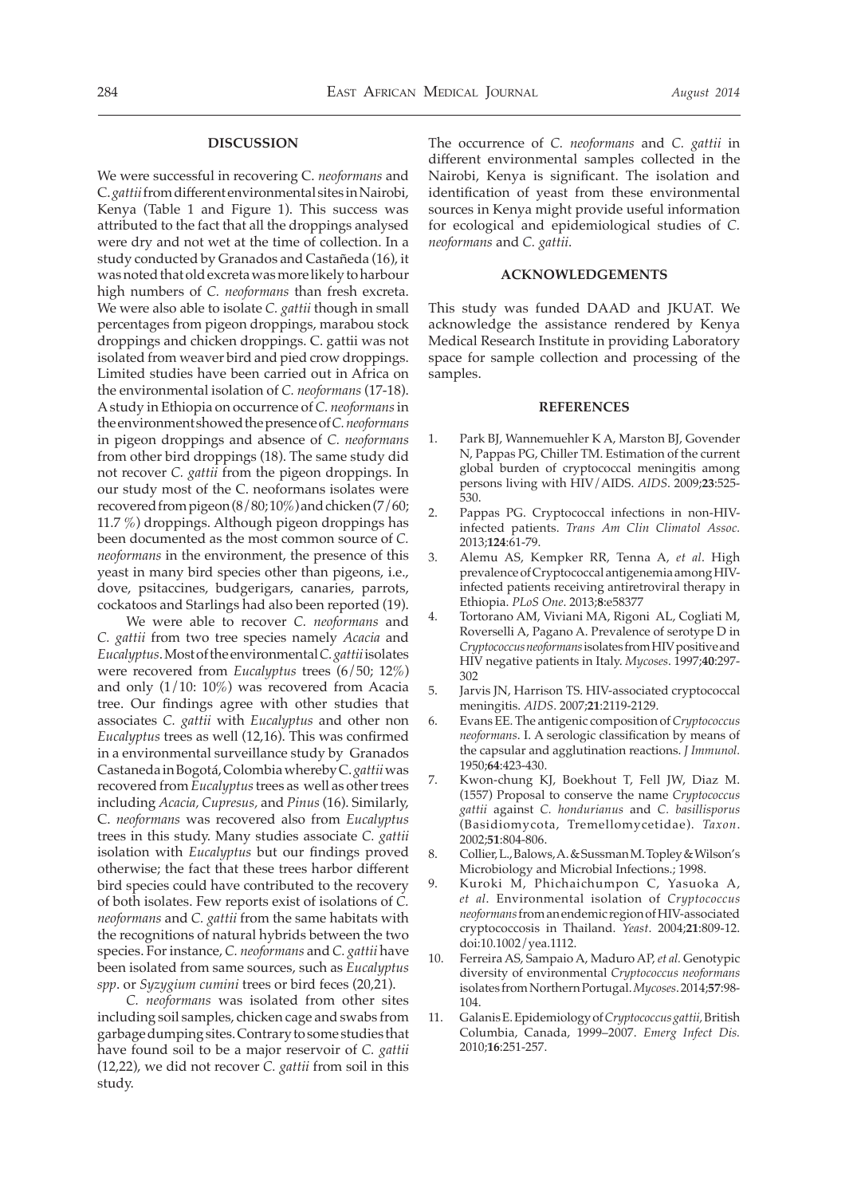## DISCUSSION

We were successful in recovering C. *neoformans* and C. *gattii* from different environmental sites in Nairobi, Kenya (Table 1 and Figure 1). This success was attributed to the fact that all the droppings analysed were dry and not wet at the time of collection. In a study conducted by Granados and Castañeda (16), it was noted that old excreta was more likely to harbour high numbers of *C. neoformans* than fresh excreta. We were also able to isolate *C. gattii* though in small percentages from pigeon droppings, marabou stock droppings and chicken droppings. C. gattii was not isolated from weaver bird and pied crow droppings. Limited studies have been carried out in Africa on the environmental isolation of *C. neoformans* (17-18). A study in Ethiopia on occurrence of *C. neoformans* in the environment showed the presence of *C. neoformans* in pigeon droppings and absence of *C. neoformans* from other bird droppings (18). The same study did not recover *C. gattii* from the pigeon droppings. In our study most of the C. neoformans isolates were recovered from pigeon (8/80; 10%) and chicken (7/60; 11.7 %) droppings. Although pigeon droppings has been documented as the most common source of *C. neoformans* in the environment, the presence of this yeast in many bird species other than pigeons, i.e., dove, psitaccines, budgerigars, canaries, parrots, cockatoos and Starlings had also been reported (19).

We were able to recover *C. neoformans* and *C. gattii* from two tree species namely *Acacia* and *Eucalyptus*. Most of the environmental *C. gattii* isolates were recovered from *Eucalyptus* trees (6/50; 12%) and only (1/10: 10%) was recovered from Acacia tree. Our findings agree with other studies that associates *C. gattii* with *Eucalyptus* and other non *Eucalyptus* trees as well (12,16). This was confirmed in a environmental surveillance study by Granados Castaneda in Bogotá, Colombia whereby C. *gattii* was recovered from *Eucalyptus* trees as well as other trees including *Acacia, Cupresus,* and *Pinus* (16). Similarly, C. *neoformans* was recovered also from *Eucalyptus* trees in this study. Many studies associate *C. gattii* isolation with *Eucalyptus* but our findings proved otherwise; the fact that these trees harbor different bird species could have contributed to the recovery of both isolates. Few reports exist of isolations of *C. neoformans* and *C. gattii* from the same habitats with the recognitions of natural hybrids between the two species. For instance, *C. neoformans* and *C. gattii* have been isolated from same sources, such as *Eucalyptus spp*. or *Syzygium cumini* trees or bird feces (20,21).

*C. neoformans* was isolated from other sites including soil samples, chicken cage and swabs from garbage dumping sites. Contrary to some studies that have found soil to be a major reservoir of *C. gattii* (12,22), we did not recover *C. gattii* from soil in this study.

The occurrence of *C. neoformans* and *C. gattii* in different environmental samples collected in the Nairobi, Kenya is significant. The isolation and identification of yeast from these environmental sources in Kenya might provide useful information for ecological and epidemiological studies of *C. neoformans* and *C. gattii*.

## ACKNOWLEDGEMENTS

This study was funded DAAD and JKUAT. We acknowledge the assistance rendered by Kenya Medical Research Institute in providing Laboratory space for sample collection and processing of the samples.

## REFERENCES

1. Park BJ, Wannemuehler K A, Marston BJ, Govender N, Pappas PG, Chiller TM. Estimation of the current global burden of cryptococcal meningitis among persons living with HIV/AIDS. *AIDS*. 2009;**23**:525-530.
2. Pappas PG. Cryptococcal infections in non-HIV-infected patients. *Trans Am Clin Climatol Assoc.* 2013;**124**:61-79.
3. Alemu AS, Kempker RR, Tenna A, *et al*. High prevalence of Cryptococcal antigenemia among HIV-infected patients receiving antiretroviral therapy in Ethiopia. *PLoS One*. 2013;**8**:e58377
4. Tortorano AM, Viviani MA, Rigoni AL, Cogliati M, Roverselli A, Pagano A. Prevalence of serotype D in *Cryptococcus neoformans* isolates from HIV positive and HIV negative patients in Italy. *Mycoses*. 1997;**40**:297-302
5. Jarvis JN, Harrison TS. HIV-associated cryptococcal meningitis. *AIDS*. 2007;**21**:2119-2129.
6. Evans EE. The antigenic composition of *Cryptococcus neoformans*. I. A serologic classification by means of the capsular and agglutination reactions. *J Immunol.* 1950;**64**:423-430.
7. Kwon-chung KJ, Boekhout T, Fell JW, Diaz M. (1557) Proposal to conserve the name *Cryptococcus gattii* against *C. hondurianus* and *C. basillisporus* (Basidiomycota, Tremellomycetidae). *Taxon*. 2002;**51**:804-806.
8. Collier, L., Balows, A. & Sussman M. Topley & Wilson's Microbiology and Microbial Infections.; 1998.
9. Kuroki M, Phichaichumpon C, Yasuoka A, *et al*. Environmental isolation of *Cryptococcus neoformans* from an endemic region of HIV-associated cryptococcosis in Thailand. *Yeast*. 2004;**21**:809-12. doi:10.1002/yea.1112.
10. Ferreira AS, Sampaio A, Maduro AP, *et al.* Genotypic diversity of environmental *Cryptococcus neoformans* isolates from Northern Portugal. *Mycoses*. 2014;**57**:98-104.
11. Galanis E. Epidemiology of *Cryptococcus gattii*, British Columbia, Canada, 1999–2007. *Emerg Infect Dis.* 2010;**16**:251-257.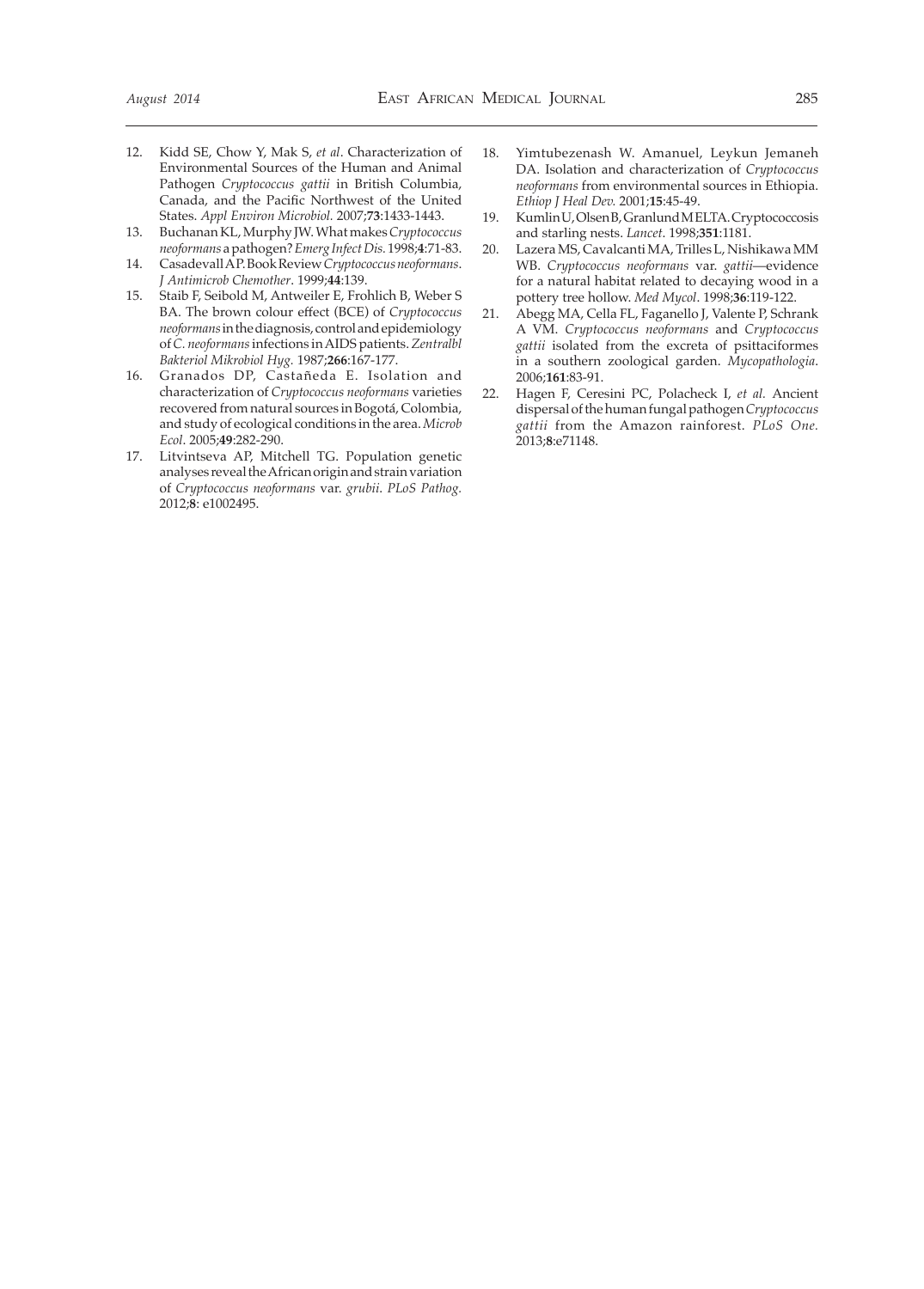12. Kidd SE, Chow Y, Mak S, *et al*. Characterization of Environmental Sources of the Human and Animal Pathogen *Cryptococcus gattii* in British Columbia, Canada, and the Pacific Northwest of the United States. *Appl Environ Microbiol.* 2007;**73**:1433-1443.
13. Buchanan KL, Murphy JW. What makes *Cryptococcus neoformans* a pathogen? *Emerg Infect Dis.* 1998;**4**:71-83.
14. Casadevall AP. Book Review *Cryptococcus neoformans*. *J Antimicrob Chemother*. 1999;**44**:139.
15. Staib F, Seibold M, Antweiler E, Frohlich B, Weber S BA. The brown colour effect (BCE) of *Cryptococcus neoformans* in the diagnosis, control and epidemiology of *C. neoformans* infections in AIDS patients. *Zentralbl Bakteriol Mikrobiol Hyg.* 1987;**266**:167-177.
16. Granados DP, Castañeda E. Isolation and characterization of *Cryptococcus neoformans* varieties recovered from natural sources in Bogotá, Colombia, and study of ecological conditions in the area. *Microb Ecol*. 2005;**49**:282-290.
17. Litvintseva AP, Mitchell TG. Population genetic analyses reveal the African origin and strain variation of *Cryptococcus neoformans* var. *grubii*. *PLoS Pathog.* 2012;**8**: e1002495.
18. Yimtubezenash W. Amanuel, Leykun Jemaneh DA. Isolation and characterization of *Cryptococcus neoformans* from environmental sources in Ethiopia. *Ethiop J Heal Dev.* 2001;**15**:45-49.
19. Kumlin U, Olsen B, Granlund M ELTA. Cryptococcosis and starling nests. *Lancet*. 1998;**351**:1181.
20. Lazera MS, Cavalcanti MA, Trilles L, Nishikawa MM WB. *Cryptococcus neoformans* var. *gattii*—evidence for a natural habitat related to decaying wood in a pottery tree hollow. *Med Mycol*. 1998;**36**:119-122.
21. Abegg MA, Cella FL, Faganello J, Valente P, Schrank A VM. *Cryptococcus neoformans* and *Cryptococcus gattii* isolated from the excreta of psittaciformes in a southern zoological garden. *Mycopathologia*. 2006;**161**:83-91.
22. Hagen F, Ceresini PC, Polacheck I, *et al.* Ancient dispersal of the human fungal pathogen *Cryptococcus gattii* from the Amazon rainforest. *PLoS One.* 2013;**8**:e71148.